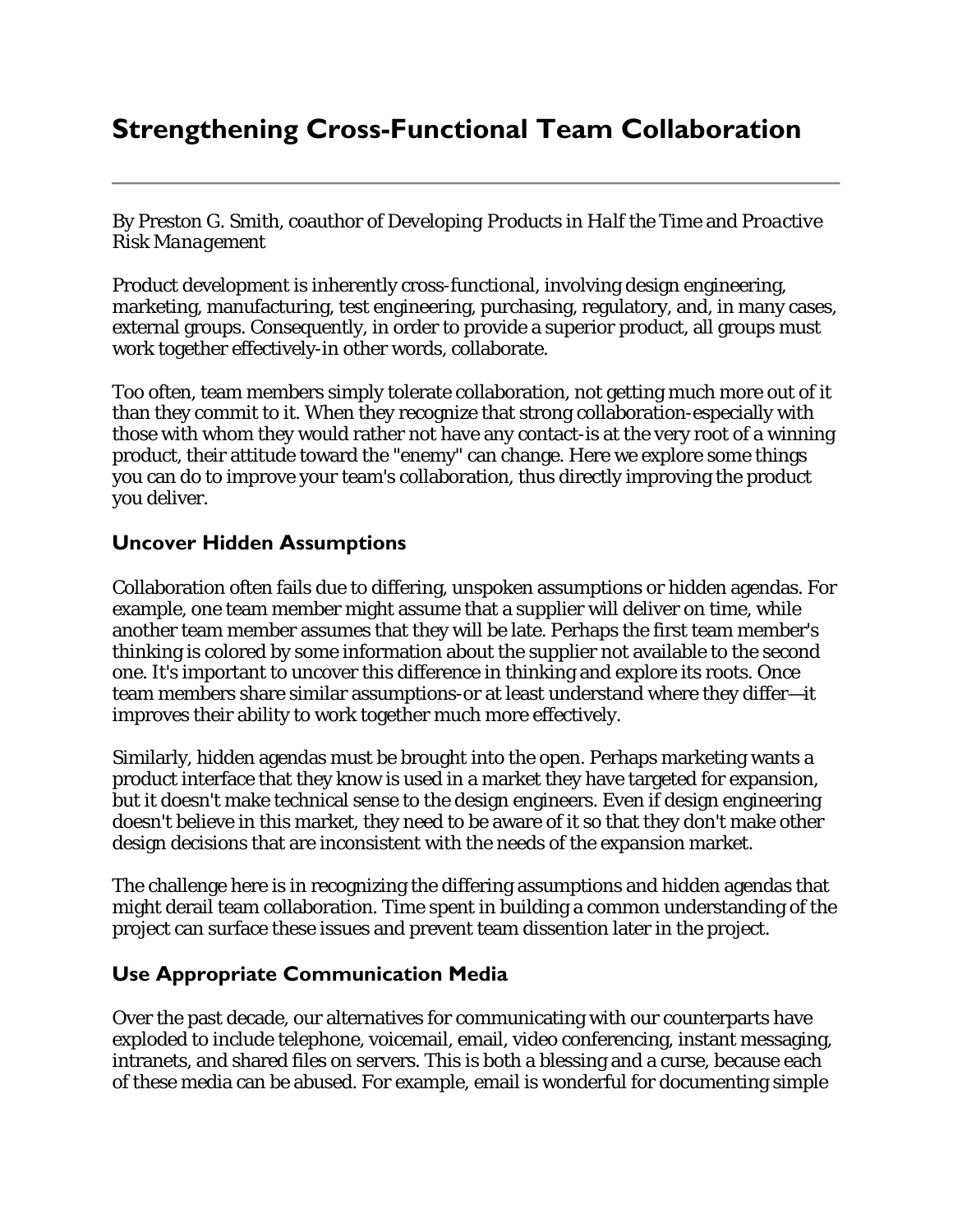# Strengthening Cross-Functional Team Collaboration

By Preston G. Smith, coauthor of *Developing Products in Half the Time* and *Proactive Risk Management*

Product development is inherently cross-functional, involving design engineering, marketing, manufacturing, test engineering, purchasing, regulatory, and, in many cases, external groups. Consequently, in order to provide a superior product, all groups must work together effectively-in other words, collaborate.

Too often, team members simply tolerate collaboration, not getting much more out of it than they commit to it. When they recognize that strong collaboration-especially with those with whom they would rather not have any contact-is at the very root of a winning product, their attitude toward the "enemy" can change. Here we explore some things you can do to improve your team's collaboration, thus directly improving the product you deliver.

## Uncover Hidden Assumptions

Collaboration often fails due to differing, unspoken assumptions or hidden agendas. For example, one team member might assume that a supplier will deliver on time, while another team member assumes that they will be late. Perhaps the first team member's thinking is colored by some information about the supplier not available to the second one. It's important to uncover this difference in thinking and explore its roots. Once team members share similar assumptions-or at least understand where they differ—it improves their ability to work together much more effectively.

Similarly, hidden agendas must be brought into the open. Perhaps marketing wants a product interface that they know is used in a market they have targeted for expansion, but it doesn't make technical sense to the design engineers. Even if design engineering doesn't believe in this market, they need to be aware of it so that they don't make other design decisions that are inconsistent with the needs of the expansion market.

The challenge here is in recognizing the differing assumptions and hidden agendas that might derail team collaboration. Time spent in building a common understanding of the project can surface these issues and prevent team dissention later in the project.

## Use Appropriate Communication Media

Over the past decade, our alternatives for communicating with our counterparts have exploded to include telephone, voicemail, email, video conferencing, instant messaging, intranets, and shared files on servers. This is both a blessing and a curse, because each of these media can be abused. For example, email is wonderful for documenting simple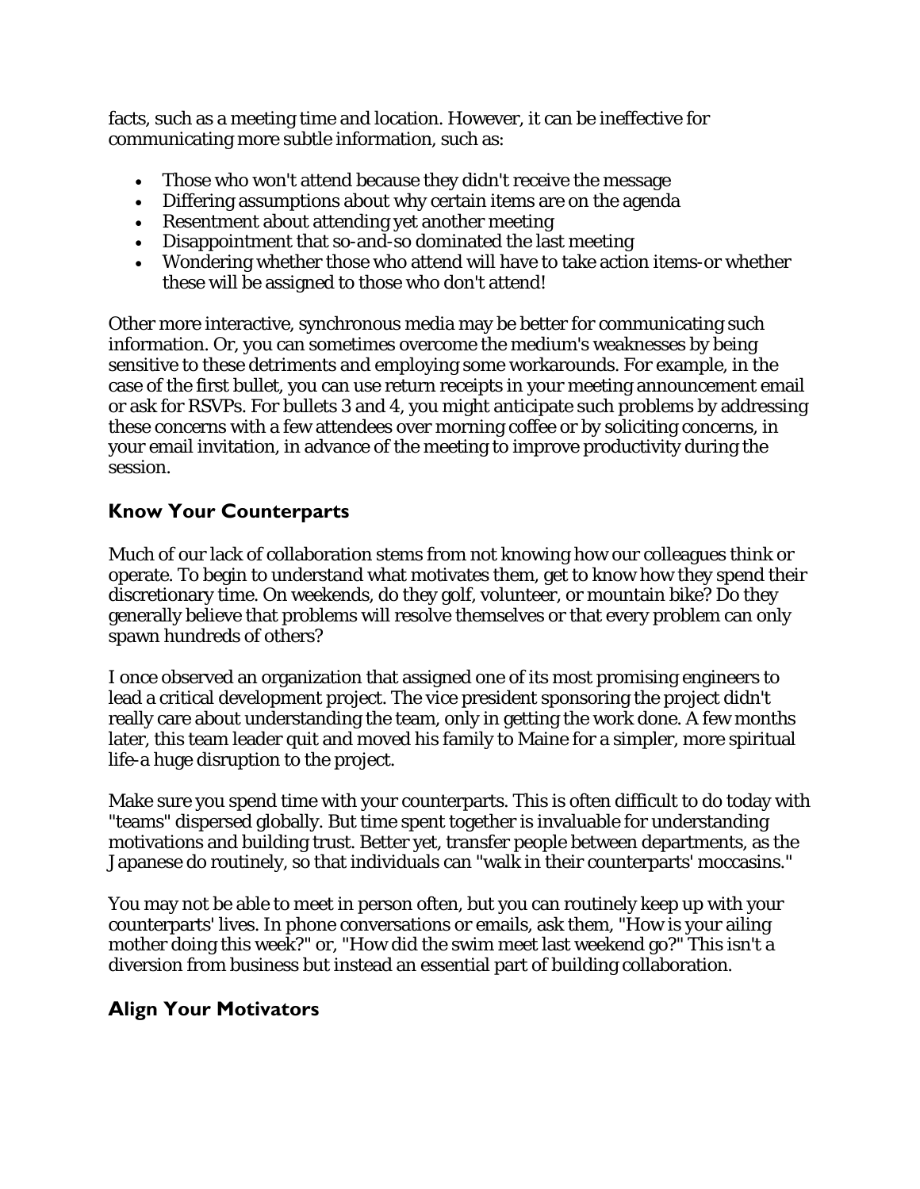facts, such as a meeting time and location. However, it can be ineffective for communicating more subtle information, such as:

- Those who won't attend because they didn't receive the message
- Differing assumptions about why certain items are on the agenda
- Resentment about attending yet another meeting
- Disappointment that so-and-so dominated the last meeting
- Wondering whether those who attend will have to take action items-or whether these will be assigned to those who don't attend!

Other more interactive, synchronous media may be better for communicating such information. Or, you can sometimes overcome the medium's weaknesses by being sensitive to these detriments and employing some workarounds. For example, in the case of the first bullet, you can use return receipts in your meeting announcement email or ask for RSVPs. For bullets 3 and 4, you might anticipate such problems by addressing these concerns with a few attendees over morning coffee or by soliciting concerns, in your email invitation, in advance of the meeting to improve productivity during the session.

## Know Your Counterparts

Much of our lack of collaboration stems from not knowing how our colleagues think or operate. To begin to understand what motivates them, get to know how they spend their discretionary time. On weekends, do they golf, volunteer, or mountain bike? Do they generally believe that problems will resolve themselves or that every problem can only spawn hundreds of others?

I once observed an organization that assigned one of its most promising engineers to lead a critical development project. The vice president sponsoring the project didn't really care about understanding the team, only in getting the work done. A few months later, this team leader quit and moved his family to Maine for a simpler, more spiritual life-a huge disruption to the project.

Make sure you spend time with your counterparts. This is often difficult to do today with "teams" dispersed globally. But time spent together is invaluable for understanding motivations and building trust. Better yet, transfer people between departments, as the Japanese do routinely, so that individuals can "walk in their counterparts' moccasins."

You may not be able to meet in person often, but you can routinely keep up with your counterparts' lives. In phone conversations or emails, ask them, "How is your ailing mother doing this week?" or, "How did the swim meet last weekend go?" This isn't a diversion from business but instead an essential part of building collaboration.

## Align Your Motivators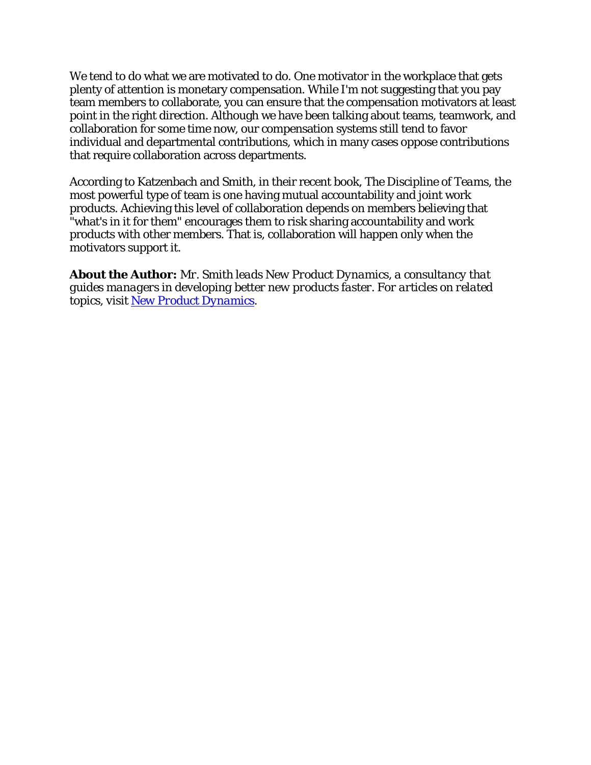We tend to do what we are motivated to do. One motivator in the workplace that gets plenty of attention is monetary compensation. While I'm not suggesting that you pay team members to collaborate, you can ensure that the compensation motivators at least point in the right direction. Although we have been talking about teams, teamwork, and collaboration for some time now, our compensation systems still tend to favor individual and departmental contributions, which in many cases oppose contributions that require collaboration across departments.

According to Katzenbach and Smith, in their recent book, The Discipline of Teams, the most powerful type of team is one having mutual accountability and joint work products. Achieving this level of collaboration depends on members believing that "what's in it for them" encourages them to risk sharing accountability and work products with other members. That is, collaboration will happen only when the motivators support it.

**About the Author:** *Mr. Smith leads New Product Dynamics, a consultancy that guides managers in developing better new products faster. For articles on related* topics, visit *New Product Dynamics*.